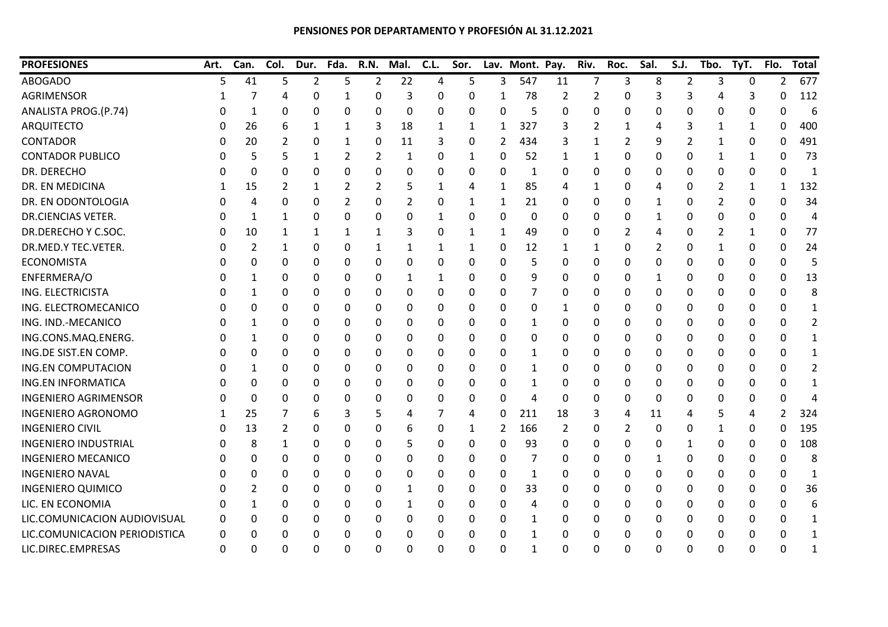**PENSIONES POR DEPARTAMENTO Y PROFESIÓN AL 31.12.2021**

| PROFESIONES | Art. | Can. | Col. | Dur. | Fda. | R.N. | Mal. | C.L. | Sor. | Lav. | Mont. | Pay. | Riv. | Roc. | Sal. | S.J. | Tbo. | TyT. | Flo. | Total |
|---|---|---|---|---|---|---|---|---|---|---|---|---|---|---|---|---|---|---|---|---|
| ABOGADO | 5 | 41 | 5 | 2 | 5 | 2 | 22 | 4 | 5 | 3 | 547 | 11 | 7 | 3 | 8 | 2 | 3 | 0 | 2 | 677 |
| AGRIMENSOR | 1 | 7 | 4 | 0 | 1 | 0 | 3 | 0 | 0 | 1 | 78 | 2 | 2 | 0 | 3 | 3 | 4 | 3 | 0 | 112 |
| ANALISTA PROG.(P.74) | 0 | 1 | 0 | 0 | 0 | 0 | 0 | 0 | 0 | 0 | 5 | 0 | 0 | 0 | 0 | 0 | 0 | 0 | 0 | 6 |
| ARQUITECTO | 0 | 26 | 6 | 1 | 1 | 3 | 18 | 1 | 1 | 1 | 327 | 3 | 2 | 1 | 4 | 3 | 1 | 1 | 0 | 400 |
| CONTADOR | 0 | 20 | 2 | 0 | 1 | 0 | 11 | 3 | 0 | 2 | 434 | 3 | 1 | 2 | 9 | 2 | 1 | 0 | 0 | 491 |
| CONTADOR PUBLICO | 0 | 5 | 5 | 1 | 2 | 2 | 1 | 0 | 1 | 0 | 52 | 1 | 1 | 0 | 0 | 0 | 1 | 1 | 0 | 73 |
| DR. DERECHO | 0 | 0 | 0 | 0 | 0 | 0 | 0 | 0 | 0 | 0 | 1 | 0 | 0 | 0 | 0 | 0 | 0 | 0 | 0 | 1 |
| DR. EN MEDICINA | 1 | 15 | 2 | 1 | 2 | 2 | 5 | 1 | 4 | 1 | 85 | 4 | 1 | 0 | 4 | 0 | 2 | 1 | 1 | 132 |
| DR. EN ODONTOLOGIA | 0 | 4 | 0 | 0 | 2 | 0 | 2 | 0 | 1 | 1 | 21 | 0 | 0 | 0 | 1 | 0 | 2 | 0 | 0 | 34 |
| DR.CIENCIAS VETER. | 0 | 1 | 1 | 0 | 0 | 0 | 0 | 1 | 0 | 0 | 0 | 0 | 0 | 0 | 1 | 0 | 0 | 0 | 0 | 4 |
| DR.DERECHO Y C.SOC. | 0 | 10 | 1 | 1 | 1 | 1 | 3 | 0 | 1 | 1 | 49 | 0 | 0 | 2 | 4 | 0 | 2 | 1 | 0 | 77 |
| DR.MED.Y TEC.VETER. | 0 | 2 | 1 | 0 | 0 | 1 | 1 | 1 | 1 | 0 | 12 | 1 | 1 | 0 | 2 | 0 | 1 | 0 | 0 | 24 |
| ECONOMISTA | 0 | 0 | 0 | 0 | 0 | 0 | 0 | 0 | 0 | 0 | 5 | 0 | 0 | 0 | 0 | 0 | 0 | 0 | 0 | 5 |
| ENFERMERA/O | 0 | 1 | 0 | 0 | 0 | 0 | 1 | 1 | 0 | 0 | 9 | 0 | 0 | 0 | 1 | 0 | 0 | 0 | 0 | 13 |
| ING. ELECTRICISTA | 0 | 1 | 0 | 0 | 0 | 0 | 0 | 0 | 0 | 0 | 7 | 0 | 0 | 0 | 0 | 0 | 0 | 0 | 0 | 8 |
| ING. ELECTROMECANICO | 0 | 0 | 0 | 0 | 0 | 0 | 0 | 0 | 0 | 0 | 0 | 1 | 0 | 0 | 0 | 0 | 0 | 0 | 0 | 1 |
| ING. IND.-MECANICO | 0 | 1 | 0 | 0 | 0 | 0 | 0 | 0 | 0 | 0 | 1 | 0 | 0 | 0 | 0 | 0 | 0 | 0 | 0 | 2 |
| ING.CONS.MAQ.ENERG. | 0 | 1 | 0 | 0 | 0 | 0 | 0 | 0 | 0 | 0 | 0 | 0 | 0 | 0 | 0 | 0 | 0 | 0 | 0 | 1 |
| ING.DE SIST.EN COMP. | 0 | 0 | 0 | 0 | 0 | 0 | 0 | 0 | 0 | 0 | 1 | 0 | 0 | 0 | 0 | 0 | 0 | 0 | 0 | 1 |
| ING.EN COMPUTACION | 0 | 1 | 0 | 0 | 0 | 0 | 0 | 0 | 0 | 0 | 1 | 0 | 0 | 0 | 0 | 0 | 0 | 0 | 0 | 2 |
| ING.EN INFORMATICA | 0 | 0 | 0 | 0 | 0 | 0 | 0 | 0 | 0 | 0 | 1 | 0 | 0 | 0 | 0 | 0 | 0 | 0 | 0 | 1 |
| INGENIERO AGRIMENSOR | 0 | 0 | 0 | 0 | 0 | 0 | 0 | 0 | 0 | 0 | 4 | 0 | 0 | 0 | 0 | 0 | 0 | 0 | 0 | 4 |
| INGENIERO AGRONOMO | 1 | 25 | 7 | 6 | 3 | 5 | 4 | 7 | 4 | 0 | 211 | 18 | 3 | 4 | 11 | 4 | 5 | 4 | 2 | 324 |
| INGENIERO CIVIL | 0 | 13 | 2 | 0 | 0 | 0 | 6 | 0 | 1 | 2 | 166 | 2 | 0 | 2 | 0 | 0 | 1 | 0 | 0 | 195 |
| INGENIERO INDUSTRIAL | 0 | 8 | 1 | 0 | 0 | 0 | 5 | 0 | 0 | 0 | 93 | 0 | 0 | 0 | 0 | 1 | 0 | 0 | 0 | 108 |
| INGENIERO MECANICO | 0 | 0 | 0 | 0 | 0 | 0 | 0 | 0 | 0 | 0 | 7 | 0 | 0 | 0 | 1 | 0 | 0 | 0 | 0 | 8 |
| INGENIERO NAVAL | 0 | 0 | 0 | 0 | 0 | 0 | 0 | 0 | 0 | 0 | 1 | 0 | 0 | 0 | 0 | 0 | 0 | 0 | 0 | 1 |
| INGENIERO QUIMICO | 0 | 2 | 0 | 0 | 0 | 0 | 1 | 0 | 0 | 0 | 33 | 0 | 0 | 0 | 0 | 0 | 0 | 0 | 0 | 36 |
| LIC. EN ECONOMIA | 0 | 1 | 0 | 0 | 0 | 0 | 1 | 0 | 0 | 0 | 4 | 0 | 0 | 0 | 0 | 0 | 0 | 0 | 0 | 6 |
| LIC.COMUNICACION AUDIOVISUAL | 0 | 0 | 0 | 0 | 0 | 0 | 0 | 0 | 0 | 0 | 1 | 0 | 0 | 0 | 0 | 0 | 0 | 0 | 0 | 1 |
| LIC.COMUNICACION PERIODISTICA | 0 | 0 | 0 | 0 | 0 | 0 | 0 | 0 | 0 | 0 | 1 | 0 | 0 | 0 | 0 | 0 | 0 | 0 | 0 | 1 |
| LIC.DIREC.EMPRESAS | 0 | 0 | 0 | 0 | 0 | 0 | 0 | 0 | 0 | 0 | 1 | 0 | 0 | 0 | 0 | 0 | 0 | 0 | 0 | 1 |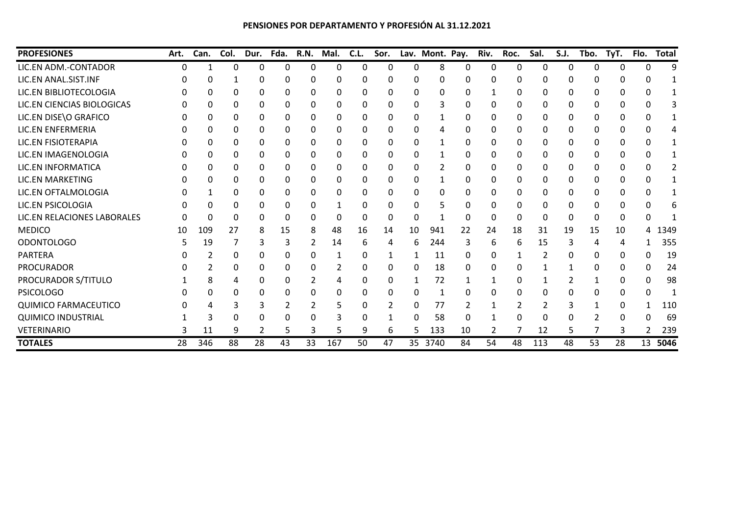**PENSIONES POR DEPARTAMENTO Y PROFESIÓN AL 31.12.2021**

| PROFESIONES | Art. | Can. | Col. | Dur. | Fda. | R.N. | Mal. | C.L. | Sor. | Lav. | Mont. | Pay. | Riv. | Roc. | Sal. | S.J. | Tbo. | TyT. | Flo. | Total |
|---|---|---|---|---|---|---|---|---|---|---|---|---|---|---|---|---|---|---|---|---|
| LIC.EN ADM.-CONTADOR | 0 | 1 | 0 | 0 | 0 | 0 | 0 | 0 | 0 | 0 | 8 | 0 | 0 | 0 | 0 | 0 | 0 | 0 | 0 | 9 |
| LIC.EN ANAL.SIST.INF | 0 | 0 | 1 | 0 | 0 | 0 | 0 | 0 | 0 | 0 | 0 | 0 | 0 | 0 | 0 | 0 | 0 | 0 | 0 | 1 |
| LIC.EN BIBLIOTECOLOGIA | 0 | 0 | 0 | 0 | 0 | 0 | 0 | 0 | 0 | 0 | 0 | 0 | 1 | 0 | 0 | 0 | 0 | 0 | 0 | 1 |
| LIC.EN CIENCIAS BIOLOGICAS | 0 | 0 | 0 | 0 | 0 | 0 | 0 | 0 | 0 | 0 | 3 | 0 | 0 | 0 | 0 | 0 | 0 | 0 | 0 | 3 |
| LIC.EN DISE\O GRAFICO | 0 | 0 | 0 | 0 | 0 | 0 | 0 | 0 | 0 | 0 | 1 | 0 | 0 | 0 | 0 | 0 | 0 | 0 | 0 | 1 |
| LIC.EN ENFERMERIA | 0 | 0 | 0 | 0 | 0 | 0 | 0 | 0 | 0 | 0 | 4 | 0 | 0 | 0 | 0 | 0 | 0 | 0 | 0 | 4 |
| LIC.EN FISIOTERAPIA | 0 | 0 | 0 | 0 | 0 | 0 | 0 | 0 | 0 | 0 | 1 | 0 | 0 | 0 | 0 | 0 | 0 | 0 | 0 | 1 |
| LIC.EN IMAGENOLOGIA | 0 | 0 | 0 | 0 | 0 | 0 | 0 | 0 | 0 | 0 | 1 | 0 | 0 | 0 | 0 | 0 | 0 | 0 | 0 | 1 |
| LIC.EN INFORMATICA | 0 | 0 | 0 | 0 | 0 | 0 | 0 | 0 | 0 | 0 | 2 | 0 | 0 | 0 | 0 | 0 | 0 | 0 | 0 | 2 |
| LIC.EN MARKETING | 0 | 0 | 0 | 0 | 0 | 0 | 0 | 0 | 0 | 0 | 1 | 0 | 0 | 0 | 0 | 0 | 0 | 0 | 0 | 1 |
| LIC.EN OFTALMOLOGIA | 0 | 1 | 0 | 0 | 0 | 0 | 0 | 0 | 0 | 0 | 0 | 0 | 0 | 0 | 0 | 0 | 0 | 0 | 0 | 1 |
| LIC.EN PSICOLOGIA | 0 | 0 | 0 | 0 | 0 | 0 | 1 | 0 | 0 | 0 | 5 | 0 | 0 | 0 | 0 | 0 | 0 | 0 | 0 | 6 |
| LIC.EN RELACIONES LABORALES | 0 | 0 | 0 | 0 | 0 | 0 | 0 | 0 | 0 | 0 | 1 | 0 | 0 | 0 | 0 | 0 | 0 | 0 | 0 | 1 |
| MEDICO | 10 | 109 | 27 | 8 | 15 | 8 | 48 | 16 | 14 | 10 | 941 | 22 | 24 | 18 | 31 | 19 | 15 | 10 | 4 | 1349 |
| ODONTOLOGO | 5 | 19 | 7 | 3 | 3 | 2 | 14 | 6 | 4 | 6 | 244 | 3 | 6 | 6 | 15 | 3 | 4 | 4 | 1 | 355 |
| PARTERA | 0 | 2 | 0 | 0 | 0 | 0 | 1 | 0 | 1 | 1 | 11 | 0 | 0 | 1 | 2 | 0 | 0 | 0 | 0 | 19 |
| PROCURADOR | 0 | 2 | 0 | 0 | 0 | 0 | 2 | 0 | 0 | 0 | 18 | 0 | 0 | 0 | 1 | 1 | 0 | 0 | 0 | 24 |
| PROCURADOR S/TITULO | 1 | 8 | 4 | 0 | 0 | 2 | 4 | 0 | 0 | 1 | 72 | 1 | 1 | 0 | 1 | 2 | 1 | 0 | 0 | 98 |
| PSICOLOGO | 0 | 0 | 0 | 0 | 0 | 0 | 0 | 0 | 0 | 0 | 1 | 0 | 0 | 0 | 0 | 0 | 0 | 0 | 0 | 1 |
| QUIMICO FARMACEUTICO | 0 | 4 | 3 | 3 | 2 | 2 | 5 | 0 | 2 | 0 | 77 | 2 | 1 | 2 | 2 | 3 | 1 | 0 | 1 | 110 |
| QUIMICO INDUSTRIAL | 1 | 3 | 0 | 0 | 0 | 0 | 3 | 0 | 1 | 0 | 58 | 0 | 1 | 0 | 0 | 0 | 2 | 0 | 0 | 69 |
| VETERINARIO | 3 | 11 | 9 | 2 | 5 | 3 | 5 | 9 | 6 | 5 | 133 | 10 | 2 | 7 | 12 | 5 | 7 | 3 | 2 | 239 |
| **TOTALES** | 28 | 346 | 88 | 28 | 43 | 33 | 167 | 50 | 47 | 35 | 3740 | 84 | 54 | 48 | 113 | 48 | 53 | 28 | 13 | **5046** |